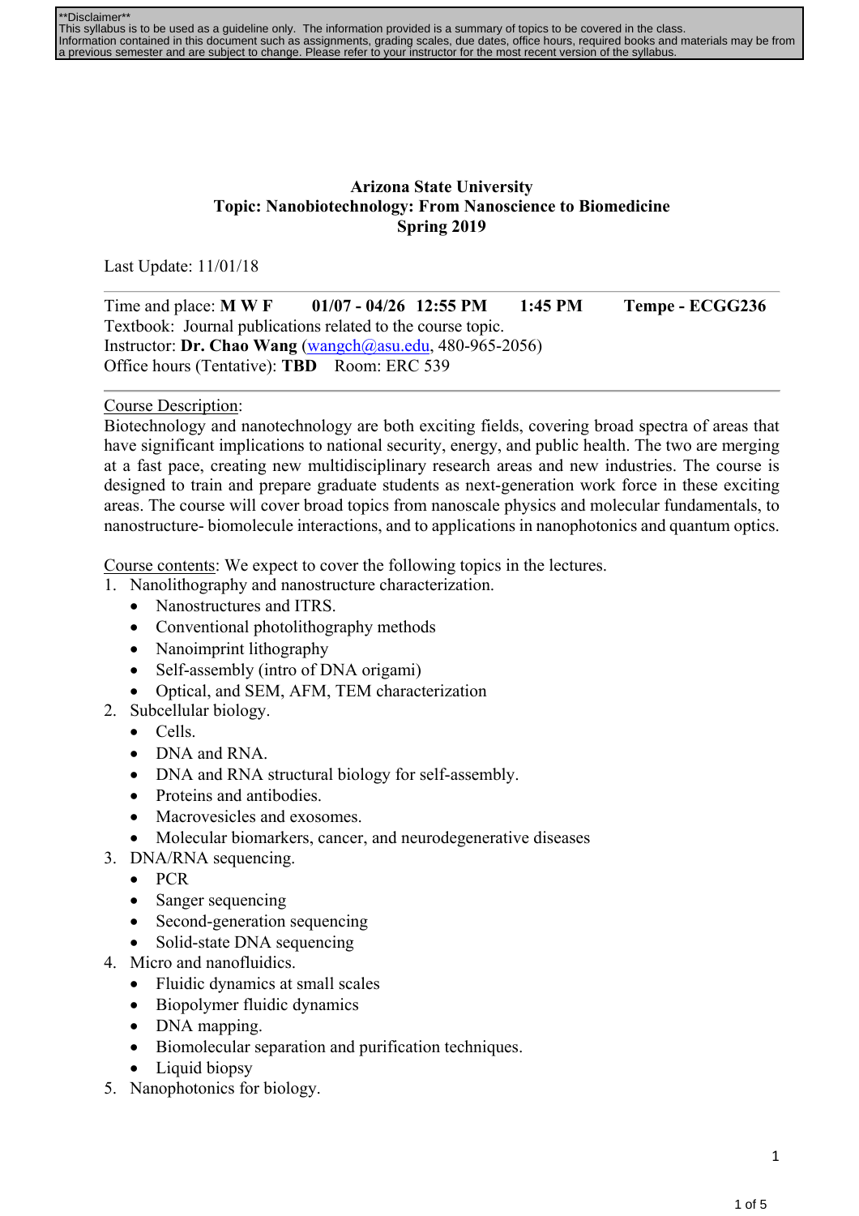**Disclaimer**
This syllabus is to be used as a guideline only. The information provided is a summary of topics to be covered in the class. Information contained in this document such as assignments, grading scales, due dates, office hours, required books and materials may be from a previous semester and are subject to change. Please refer to your instructor for the most recent version of the syllabus.

**Arizona State University**
**Topic: Nanobiotechnology: From Nanoscience to Biomedicine**
**Spring 2019**

Last Update: 11/01/18

Time and place: **M W F 01/07 - 04/26 12:55 PM 1:45 PM Tempe - ECGG236**
Textbook: Journal publications related to the course topic.
Instructor: **Dr. Chao Wang** (wangch@asu.edu, 480-965-2056)
Office hours (Tentative): **TBD** Room: ERC 539

Course Description:
Biotechnology and nanotechnology are both exciting fields, covering broad spectra of areas that have significant implications to national security, energy, and public health. The two are merging at a fast pace, creating new multidisciplinary research areas and new industries. The course is designed to train and prepare graduate students as next-generation work force in these exciting areas. The course will cover broad topics from nanoscale physics and molecular fundamentals, to nanostructure- biomolecule interactions, and to applications in nanophotonics and quantum optics.

Course contents: We expect to cover the following topics in the lectures.

1. Nanolithography and nanostructure characterization.
   - Nanostructures and ITRS.
   - Conventional photolithography methods
   - Nanoimprint lithography
   - Self-assembly (intro of DNA origami)
   - Optical, and SEM, AFM, TEM characterization
2. Subcellular biology.
   - Cells.
   - DNA and RNA.
   - DNA and RNA structural biology for self-assembly.
   - Proteins and antibodies.
   - Macrovesicles and exosomes.
   - Molecular biomarkers, cancer, and neurodegenerative diseases
3. DNA/RNA sequencing.
   - PCR
   - Sanger sequencing
   - Second-generation sequencing
   - Solid-state DNA sequencing
4. Micro and nanofluidics.
   - Fluidic dynamics at small scales
   - Biopolymer fluidic dynamics
   - DNA mapping.
   - Biomolecular separation and purification techniques.
   - Liquid biopsy
5. Nanophotonics for biology.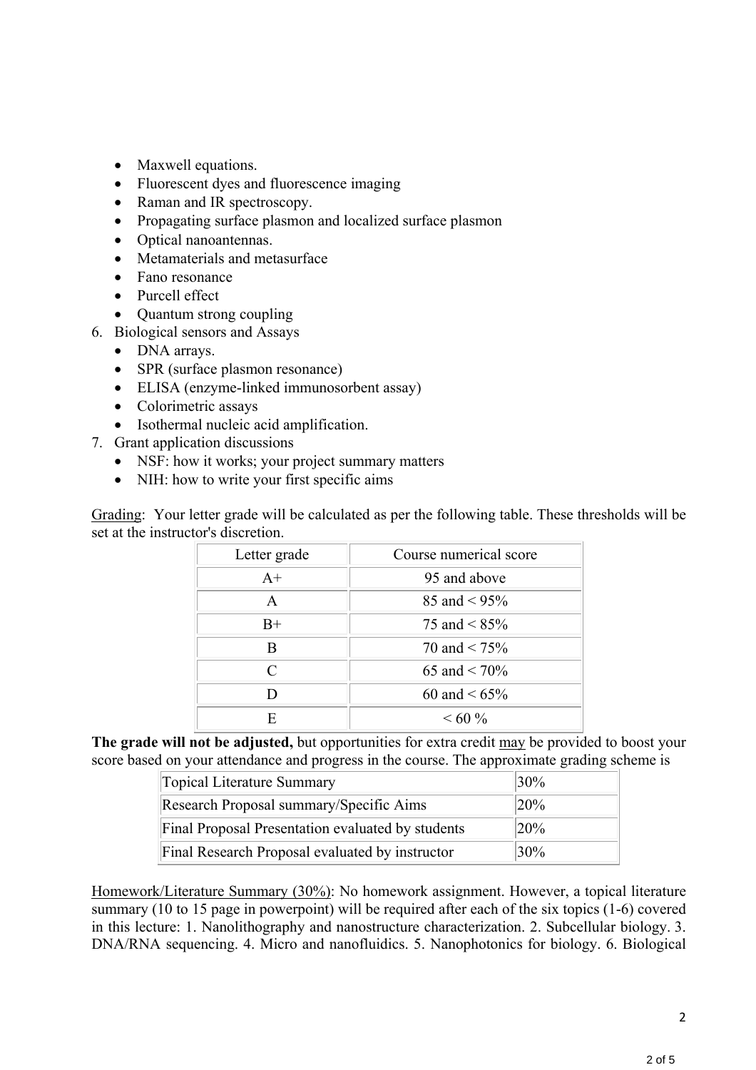- Maxwell equations.
- Fluorescent dyes and fluorescence imaging
- Raman and IR spectroscopy.
- Propagating surface plasmon and localized surface plasmon
- Optical nanoantennas.
- Metamaterials and metasurface
- Fano resonance
- Purcell effect
- Quantum strong coupling

6. Biological sensors and Assays
   - DNA arrays.
   - SPR (surface plasmon resonance)
   - ELISA (enzyme-linked immunosorbent assay)
   - Colorimetric assays
   - Isothermal nucleic acid amplification.
7. Grant application discussions
   - NSF: how it works; your project summary matters
   - NIH: how to write your first specific aims

Grading: Your letter grade will be calculated as per the following table. These thresholds will be set at the instructor's discretion.

| Letter grade | Course numerical score |
|---|---|
| A+ | 95 and above |
| A | 85 and < 95% |
| B+ | 75 and < 85% |
| B | 70 and < 75% |
| C | 65 and < 70% |
| D | 60 and < 65% |
| E | < 60 % |

**The grade will not be adjusted,** but opportunities for extra credit may be provided to boost your score based on your attendance and progress in the course. The approximate grading scheme is

| | |
|---|---|
| Topical Literature Summary | 30% |
| Research Proposal summary/Specific Aims | 20% |
| Final Proposal Presentation evaluated by students | 20% |
| Final Research Proposal evaluated by instructor | 30% |

Homework/Literature Summary (30%): No homework assignment. However, a topical literature summary (10 to 15 page in powerpoint) will be required after each of the six topics (1-6) covered in this lecture: 1. Nanolithography and nanostructure characterization. 2. Subcellular biology. 3. DNA/RNA sequencing. 4. Micro and nanofluidics. 5. Nanophotonics for biology. 6. Biological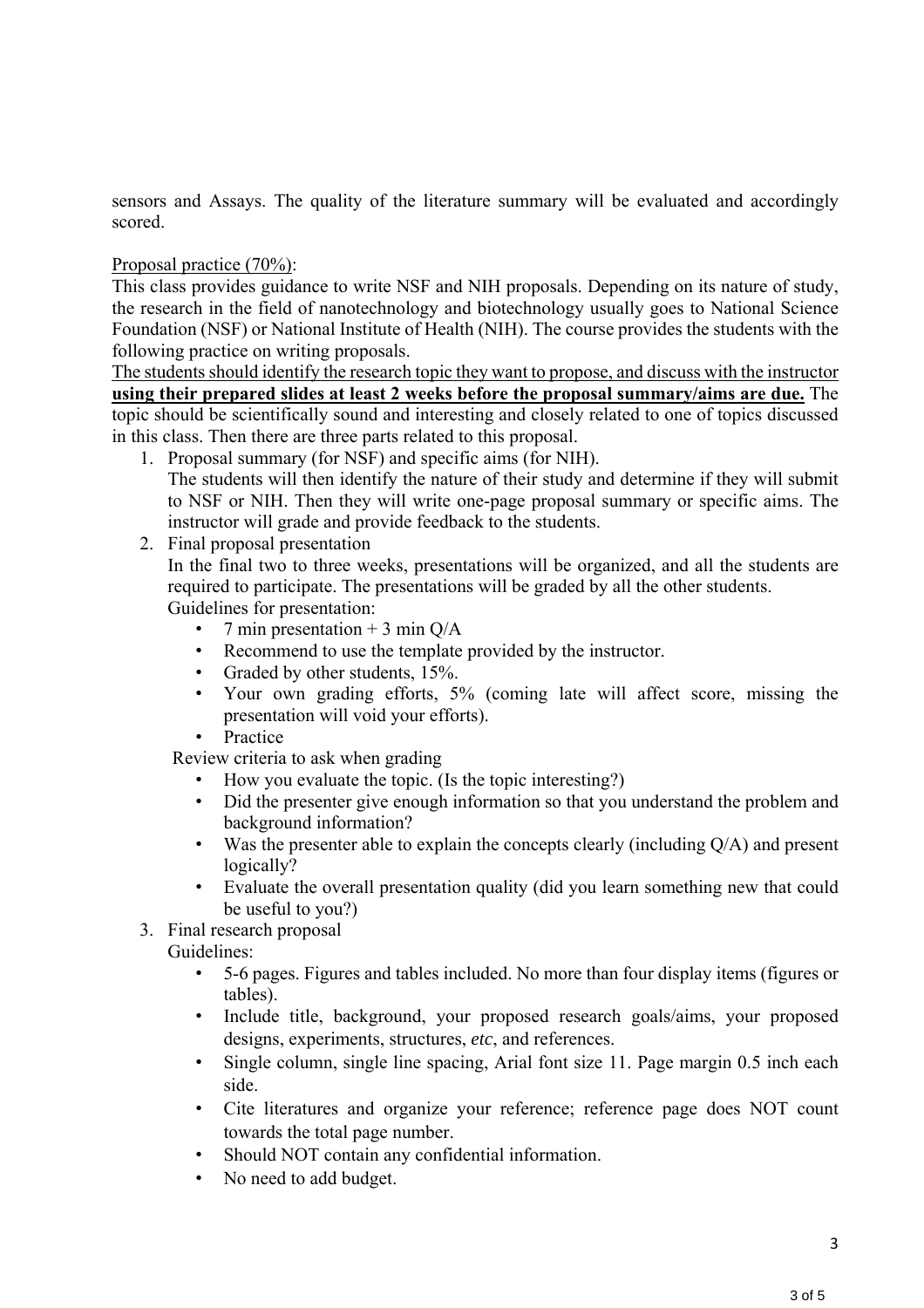sensors and Assays. The quality of the literature summary will be evaluated and accordingly scored.

Proposal practice (70%):

This class provides guidance to write NSF and NIH proposals. Depending on its nature of study, the research in the field of nanotechnology and biotechnology usually goes to National Science Foundation (NSF) or National Institute of Health (NIH). The course provides the students with the following practice on writing proposals.

The students should identify the research topic they want to propose, and discuss with the instructor **using their prepared slides at least 2 weeks before the proposal summary/aims are due.** The topic should be scientifically sound and interesting and closely related to one of topics discussed in this class. Then there are three parts related to this proposal.

1. Proposal summary (for NSF) and specific aims (for NIH).
   The students will then identify the nature of their study and determine if they will submit to NSF or NIH. Then they will write one-page proposal summary or specific aims. The instructor will grade and provide feedback to the students.
2. Final proposal presentation
   In the final two to three weeks, presentations will be organized, and all the students are required to participate. The presentations will be graded by all the other students.
   Guidelines for presentation:
   - 7 min presentation + 3 min Q/A
   - Recommend to use the template provided by the instructor.
   - Graded by other students, 15%.
   - Your own grading efforts, 5% (coming late will affect score, missing the presentation will void your efforts).
   - Practice

   Review criteria to ask when grading
   - How you evaluate the topic. (Is the topic interesting?)
   - Did the presenter give enough information so that you understand the problem and background information?
   - Was the presenter able to explain the concepts clearly (including Q/A) and present logically?
   - Evaluate the overall presentation quality (did you learn something new that could be useful to you?)
3. Final research proposal
   Guidelines:
   - 5-6 pages. Figures and tables included. No more than four display items (figures or tables).
   - Include title, background, your proposed research goals/aims, your proposed designs, experiments, structures, *etc*, and references.
   - Single column, single line spacing, Arial font size 11. Page margin 0.5 inch each side.
   - Cite literatures and organize your reference; reference page does NOT count towards the total page number.
   - Should NOT contain any confidential information.
   - No need to add budget.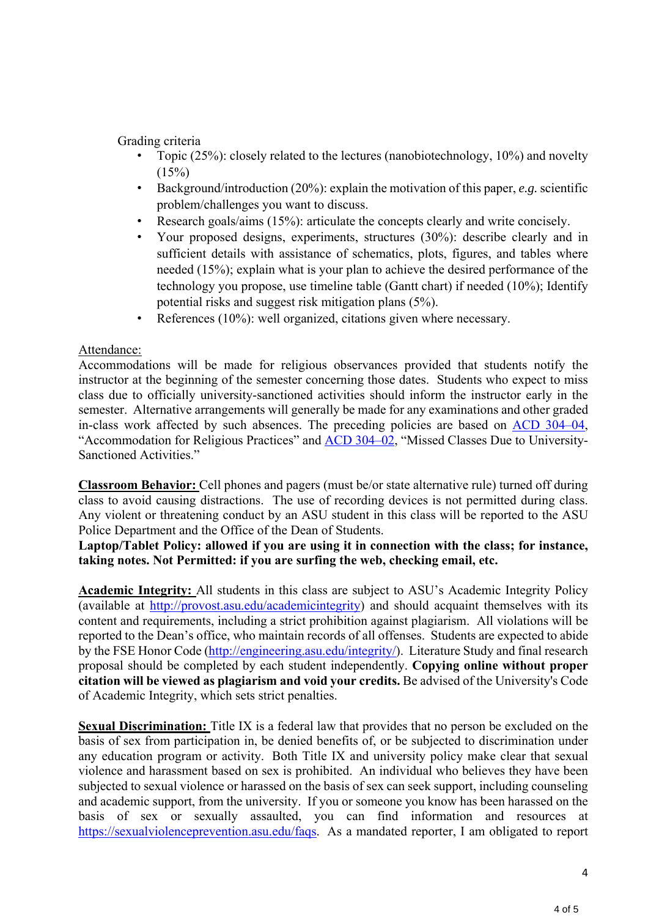Grading criteria

- Topic (25%): closely related to the lectures (nanobiotechnology, 10%) and novelty (15%)
- Background/introduction (20%): explain the motivation of this paper, *e.g.* scientific problem/challenges you want to discuss.
- Research goals/aims (15%): articulate the concepts clearly and write concisely.
- Your proposed designs, experiments, structures (30%): describe clearly and in sufficient details with assistance of schematics, plots, figures, and tables where needed (15%); explain what is your plan to achieve the desired performance of the technology you propose, use timeline table (Gantt chart) if needed (10%); Identify potential risks and suggest risk mitigation plans (5%).
- References (10%): well organized, citations given where necessary.

Attendance:

Accommodations will be made for religious observances provided that students notify the instructor at the beginning of the semester concerning those dates. Students who expect to miss class due to officially university-sanctioned activities should inform the instructor early in the semester. Alternative arrangements will generally be made for any examinations and other graded in-class work affected by such absences. The preceding policies are based on ACD 304–04, "Accommodation for Religious Practices" and ACD 304–02, "Missed Classes Due to University-Sanctioned Activities."

**Classroom Behavior:** Cell phones and pagers (must be/or state alternative rule) turned off during class to avoid causing distractions. The use of recording devices is not permitted during class. Any violent or threatening conduct by an ASU student in this class will be reported to the ASU Police Department and the Office of the Dean of Students.

**Laptop/Tablet Policy: allowed if you are using it in connection with the class; for instance, taking notes. Not Permitted: if you are surfing the web, checking email, etc.**

**Academic Integrity:** All students in this class are subject to ASU's Academic Integrity Policy (available at http://provost.asu.edu/academicintegrity) and should acquaint themselves with its content and requirements, including a strict prohibition against plagiarism. All violations will be reported to the Dean's office, who maintain records of all offenses. Students are expected to abide by the FSE Honor Code (http://engineering.asu.edu/integrity/). Literature Study and final research proposal should be completed by each student independently. **Copying online without proper citation will be viewed as plagiarism and void your credits.** Be advised of the University's Code of Academic Integrity, which sets strict penalties.

**Sexual Discrimination:** Title IX is a federal law that provides that no person be excluded on the basis of sex from participation in, be denied benefits of, or be subjected to discrimination under any education program or activity. Both Title IX and university policy make clear that sexual violence and harassment based on sex is prohibited. An individual who believes they have been subjected to sexual violence or harassed on the basis of sex can seek support, including counseling and academic support, from the university. If you or someone you know has been harassed on the basis of sex or sexually assaulted, you can find information and resources at https://sexualviolenceprevention.asu.edu/faqs. As a mandated reporter, I am obligated to report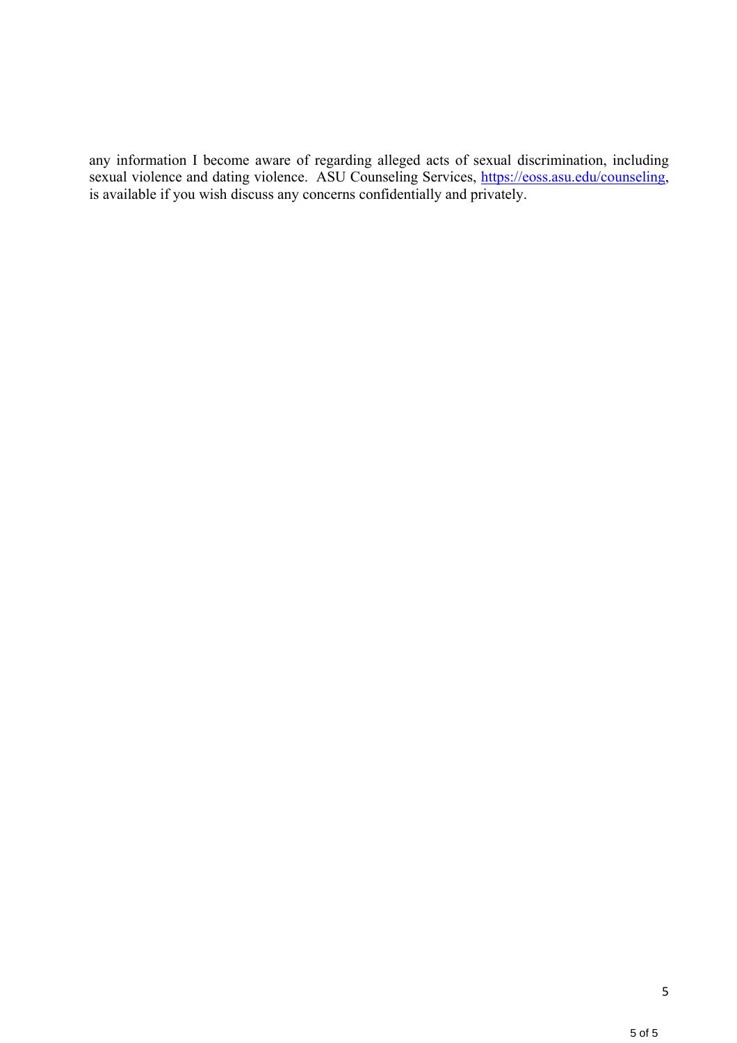any information I become aware of regarding alleged acts of sexual discrimination, including sexual violence and dating violence. ASU Counseling Services, [https://eoss.asu.edu/counseling](https://eoss.asu.edu/counseling), is available if you wish discuss any concerns confidentially and privately.